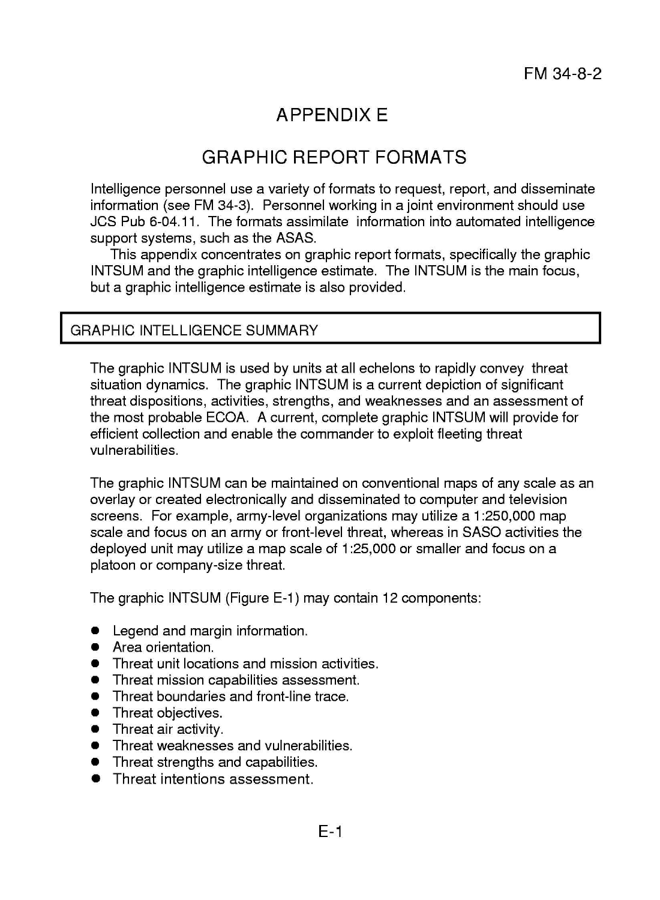# APPENDIX E

# GRAPHIC REPORT FORMATS

Intelligence personnel use a variety of formats to request, report, and disseminate information (see FM 34-3). Personnel working in a joint environment should use JCS Pub 6-04.11. The formats assimilate information into automated intelligence support systems, such as the ASAS.

This appendix concentrates on graphic report formats, specifically the graphic INTSUM and the graphic intelligence estimate. The INTSUM is the main focus, but a graphic intelligence estimate is also provided.

## GRAPHIC INTELLIGENCE SUMMARY

The graphic INTSUM is used by units at all echelons to rapidly convey threat situation dynamics. The graphic INTSUM is a current depiction of significant threat dispositions, activities, strengths, and weaknesses and an assessment of the most probable ECOA. A current, complete graphic INTSUM will provide for efficient collection and enable the commander to exploit fleeting threat vulnerabilities.

The graphic INTSUM can be maintained on conventional maps of any scale as an overlay or created electronically and disseminated to computer and television screens. For example, army-level organizations may utilize a 1:250,000 map scale and focus on an army or front-level threat, whereas in SASO activities the deployed unit may utilize a map scale of 1:25,000 or smaller and focus on a platoon or company-size threat.

The graphic INTSUM (Figure E-1) may contain 12 components:

- Legend and margin information.
- Area orientation.
- Threat unit locations and mission activities.
- Threat mission capabilities assessment.
- Threat boundaries and front-line trace.
- Threat objectives.
- Threat air activity.
- Threat weaknesses and vulnerabilities.
- Threat strengths and capabilities.
- Threat intentions assessment.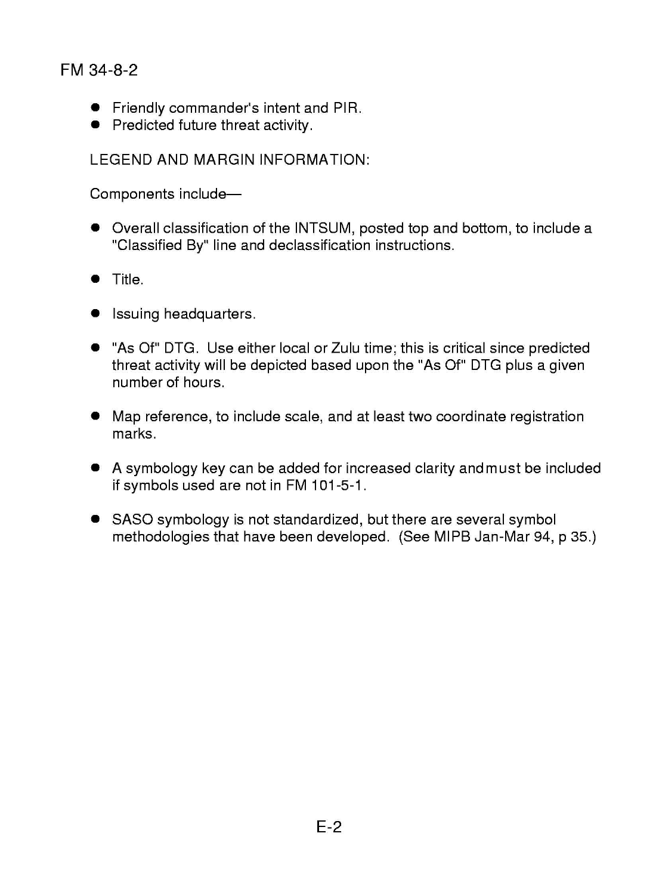- Friendly commander's intent and PIR.
- Predicted future threat activity.

LEGEND AND MARGIN INFORMATION:

Components include—

- Overall classification of the INTSUM, posted top and bottom, to include a "Classified By" line and declassification instructions.

- Title.

- Issuing headquarters.

- "As Of" DTG. Use either local or Zulu time; this is critical since predicted threat activity will be depicted based upon the "As Of" DTG plus a given number of hours.

- Map reference, to include scale, and at least two coordinate registration marks.

- A symbology key can be added for increased clarity and **must** be included if symbols used are not in FM 101-5-1.

- SASO symbology is not standardized, but there are several symbol methodologies that have been developed. (See MIPB Jan-Mar 94, p 35.)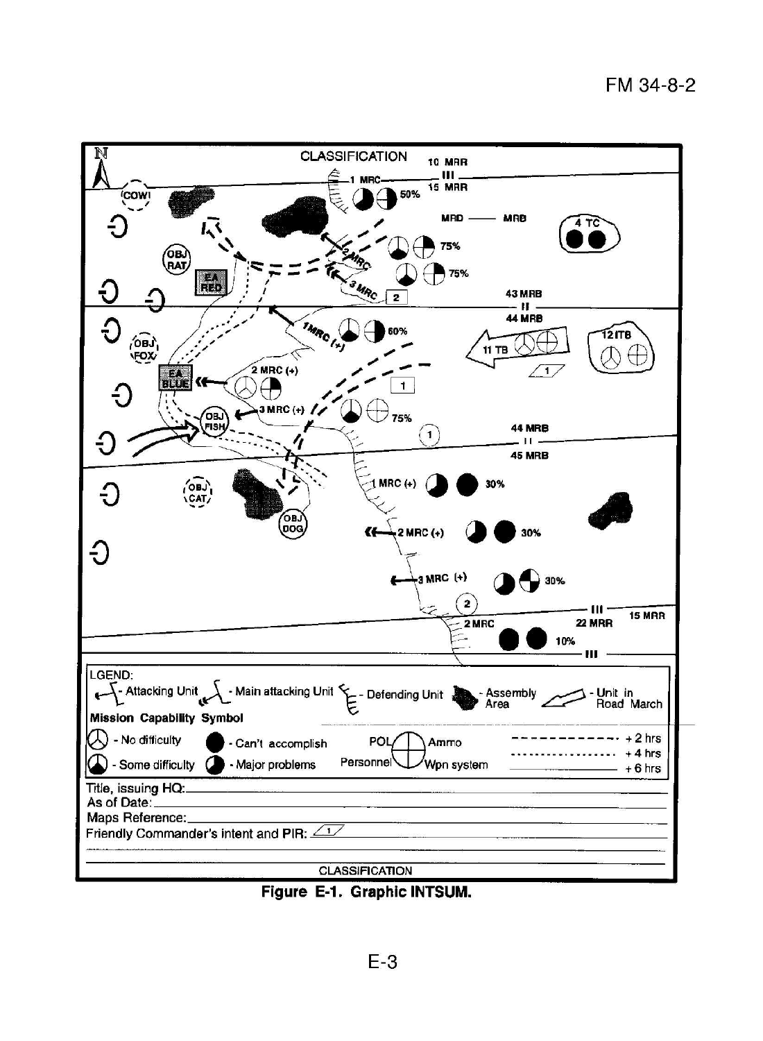CLASSIFICATION

10 MRR

III

15 MRR

1 MRC

50%

COW

MRD —— MRB

4 TC

OBJ RAT

EA RED

2 MRC

75%

3 MRC

75%

2

43 MRB

II

44 MRB

1MRC (+)

60%

OBJ FOX

11 TB

12 ITB

1

EA BLUE

2 MRC (+)

1

3 MRC (+)

75%

OBJ FISH

1

44 MRB

II

45 MRB

OBJ CAT

1 MRC (+)

30%

OBJ DOG

2 MRC (+)

30%

3 MRC (+)

30%

2

III

15 MRR

2 MRC

22 MRR

10%

III

LGEND:

- Attacking Unit
- Main attacking Unit
- Defending Unit
- Assembly Area
- Unit in Road March

Mission Capability Symbol

- No difficulty
- Some difficulty
- Can't accomplish
- Major problems

POL

Ammo

Personnel

Wpn system

+2 hrs

+4 hrs

+6 hrs

Title, issuing HQ:

As of Date:

Maps Reference:

Friendly Commander's intent and PIR: 1

CLASSIFICATION

**Figure E-1. Graphic INTSUM.**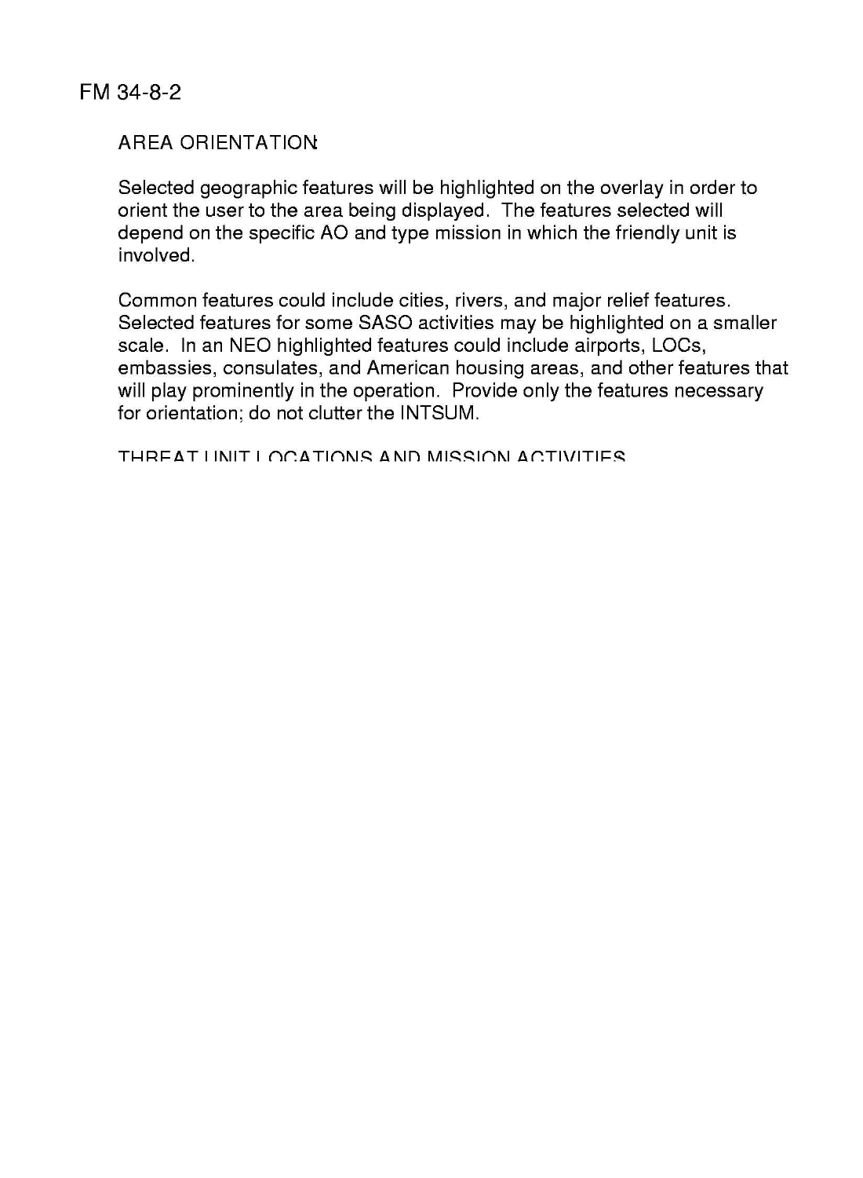## AREA ORIENTATION:

Selected geographic features will be highlighted on the overlay in order to orient the user to the area being displayed. The features selected will depend on the specific AO and type mission in which the friendly unit is involved.

Common features could include cities, rivers, and major relief features. Selected features for some SASO activities may be highlighted on a smaller scale. In an NEO highlighted features could include airports, LOCs, embassies, consulates, and American housing areas, and other features that will play prominently in the operation. Provide only the features necessary for orientation; do not clutter the INTSUM.

## THREAT UNIT LOCATIONS AND MISSION ACTIVITIES